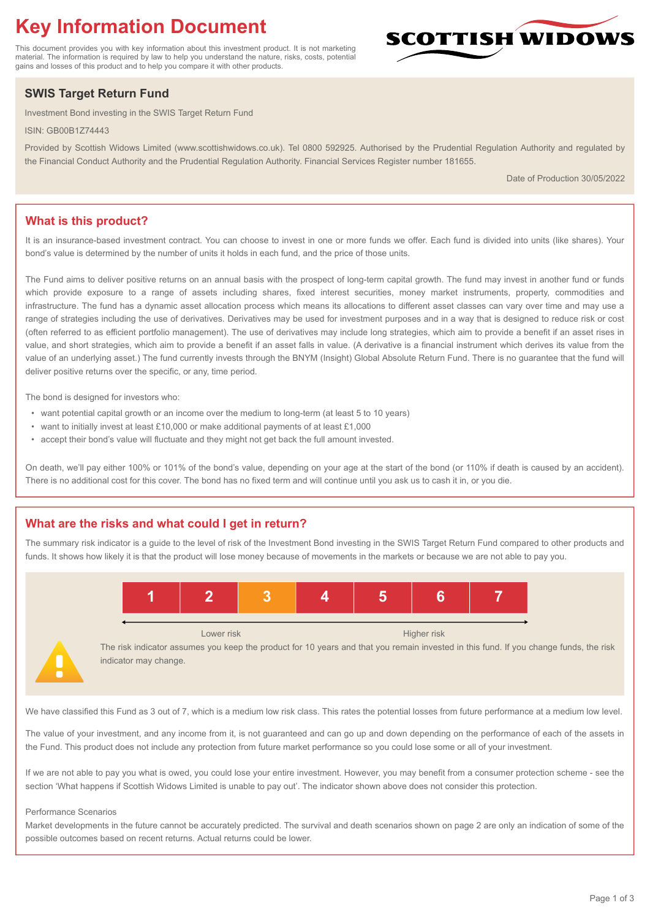# Key Information Document

This document provides you with key information about this investment product. It is not marketing material. The information is required by law to help you understand the nature, risks, costs, potential gains and losses of this product and to help you compare it with other products.

SCOTTISH WIDOWS

## SWIS Target Return Fund

Investment Bond investing in the SWIS Target Return Fund

ISIN: GB00B1Z74443

Provided by Scottish Widows Limited (www.scottishwidows.co.uk). Tel 0800 592925. Authorised by the Prudential Regulation Authority and regulated by the Financial Conduct Authority and the Prudential Regulation Authority. Financial Services Register number 181655.

Date of Production 30/05/2022

## What is this product?

It is an insurance-based investment contract. You can choose to invest in one or more funds we offer. Each fund is divided into units (like shares). Your bond's value is determined by the number of units it holds in each fund, and the price of those units.

The Fund aims to deliver positive returns on an annual basis with the prospect of long-term capital growth. The fund may invest in another fund or funds which provide exposure to a range of assets including shares, fixed interest securities, money market instruments, property, commodities and infrastructure. The fund has a dynamic asset allocation process which means its allocations to different asset classes can vary over time and may use a range of strategies including the use of derivatives. Derivatives may be used for investment purposes and in a way that is designed to reduce risk or cost (often referred to as efficient portfolio management). The use of derivatives may include long strategies, which aim to provide a benefit if an asset rises in value, and short strategies, which aim to provide a benefit if an asset falls in value. (A derivative is a financial instrument which derives its value from the value of an underlying asset.) The fund currently invests through the BNYM (Insight) Global Absolute Return Fund. There is no guarantee that the fund will deliver positive returns over the specific, or any, time period.

The bond is designed for investors who:

- want potential capital growth or an income over the medium to long-term (at least 5 to 10 years)
- want to initially invest at least £10,000 or make additional payments of at least £1,000
- accept their bond's value will fluctuate and they might not get back the full amount invested.

On death, we'll pay either 100% or 101% of the bond's value, depending on your age at the start of the bond (or 110% if death is caused by an accident). There is no additional cost for this cover. The bond has no fixed term and will continue until you ask us to cash it in, or you die.

## What are the risks and what could I get in return?

The summary risk indicator is a guide to the level of risk of the Investment Bond investing in the SWIS Target Return Fund compared to other products and funds. It shows how likely it is that the product will lose money because of movements in the markets or because we are not able to pay you.

| 1 | 2 | **3** | 4 | 5 | 6 | 7 |
|---|---|---|---|---|---|---|

Lower risk ← → Higher risk

The risk indicator assumes you keep the product for 10 years and that you remain invested in this fund. If you change funds, the risk indicator may change.

We have classified this Fund as 3 out of 7, which is a medium low risk class. This rates the potential losses from future performance at a medium low level.

The value of your investment, and any income from it, is not guaranteed and can go up and down depending on the performance of each of the assets in the Fund. This product does not include any protection from future market performance so you could lose some or all of your investment.

If we are not able to pay you what is owed, you could lose your entire investment. However, you may benefit from a consumer protection scheme - see the section 'What happens if Scottish Widows Limited is unable to pay out'. The indicator shown above does not consider this protection.

Performance Scenarios

Market developments in the future cannot be accurately predicted. The survival and death scenarios shown on page 2 are only an indication of some of the possible outcomes based on recent returns. Actual returns could be lower.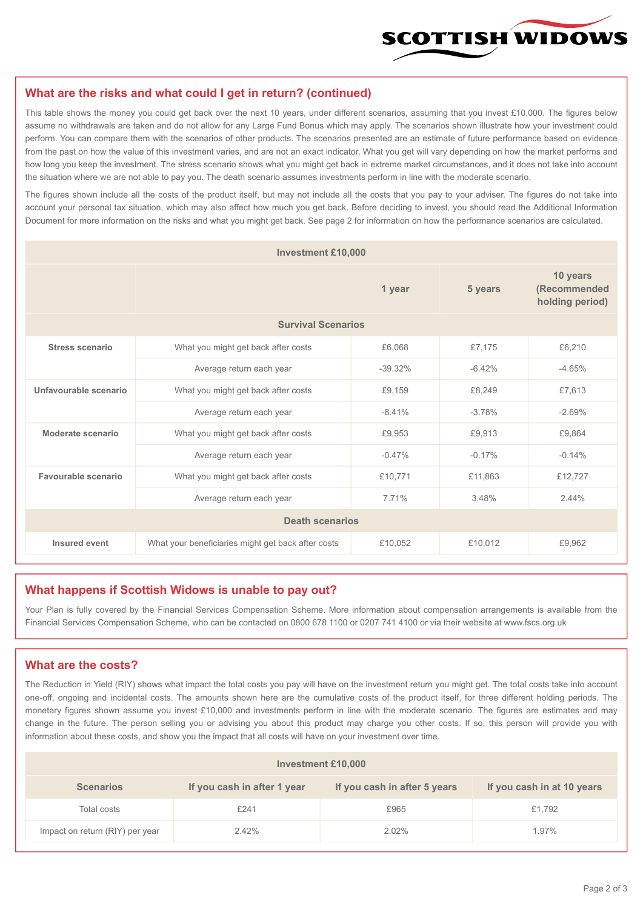## What are the risks and what could I get in return? (continued)

This table shows the money you could get back over the next 10 years, under different scenarios, assuming that you invest £10,000. The figures below assume no withdrawals are taken and do not allow for any Large Fund Bonus which may apply. The scenarios shown illustrate how your investment could perform. You can compare them with the scenarios of other products. The scenarios presented are an estimate of future performance based on evidence from the past on how the value of this investment varies, and are not an exact indicator. What you get will vary depending on how the market performs and how long you keep the investment. The stress scenario shows what you might get back in extreme market circumstances, and it does not take into account the situation where we are not able to pay you. The death scenario assumes investments perform in line with the moderate scenario.

The figures shown include all the costs of the product itself, but may not include all the costs that you pay to your adviser. The figures do not take into account your personal tax situation, which may also affect how much you get back. Before deciding to invest, you should read the Additional Information Document for more information on the risks and what you might get back. See page 2 for information on how the performance scenarios are calculated.

| Investment £10,000 | | | | |
|---|---|---|---|---|
| | | 1 year | 5 years | 10 years (Recommended holding period) |
| **Survival Scenarios** | | | | |
| **Stress scenario** | What you might get back after costs | £6,068 | £7,175 | £6,210 |
| | Average return each year | -39.32% | -6.42% | -4.65% |
| **Unfavourable scenario** | What you might get back after costs | £9,159 | £8,249 | £7,613 |
| | Average return each year | -8.41% | -3.78% | -2.69% |
| **Moderate scenario** | What you might get back after costs | £9,953 | £9,913 | £9,864 |
| | Average return each year | -0.47% | -0.17% | -0.14% |
| **Favourable scenario** | What you might get back after costs | £10,771 | £11,863 | £12,727 |
| | Average return each year | 7.71% | 3.48% | 2.44% |
| **Death scenarios** | | | | |
| **Insured event** | What your beneficiaries might get back after costs | £10,052 | £10,012 | £9,962 |

## What happens if Scottish Widows is unable to pay out?

Your Plan is fully covered by the Financial Services Compensation Scheme. More information about compensation arrangements is available from the Financial Services Compensation Scheme, who can be contacted on 0800 678 1100 or 0207 741 4100 or via their website at www.fscs.org.uk

## What are the costs?

The Reduction in Yield (RIY) shows what impact the total costs you pay will have on the investment return you might get. The total costs take into account one-off, ongoing and incidental costs. The amounts shown here are the cumulative costs of the product itself, for three different holding periods. The monetary figures shown assume you invest £10,000 and investments perform in line with the moderate scenario. The figures are estimates and may change in the future. The person selling you or advising you about this product may charge you other costs. If so, this person will provide you with information about these costs, and show you the impact that all costs will have on your investment over time.

| Investment £10,000 | | | |
|---|---|---|---|
| **Scenarios** | **If you cash in after 1 year** | **If you cash in after 5 years** | **If you cash in at 10 years** |
| Total costs | £241 | £965 | £1,792 |
| Impact on return (RIY) per year | 2.42% | 2.02% | 1.97% |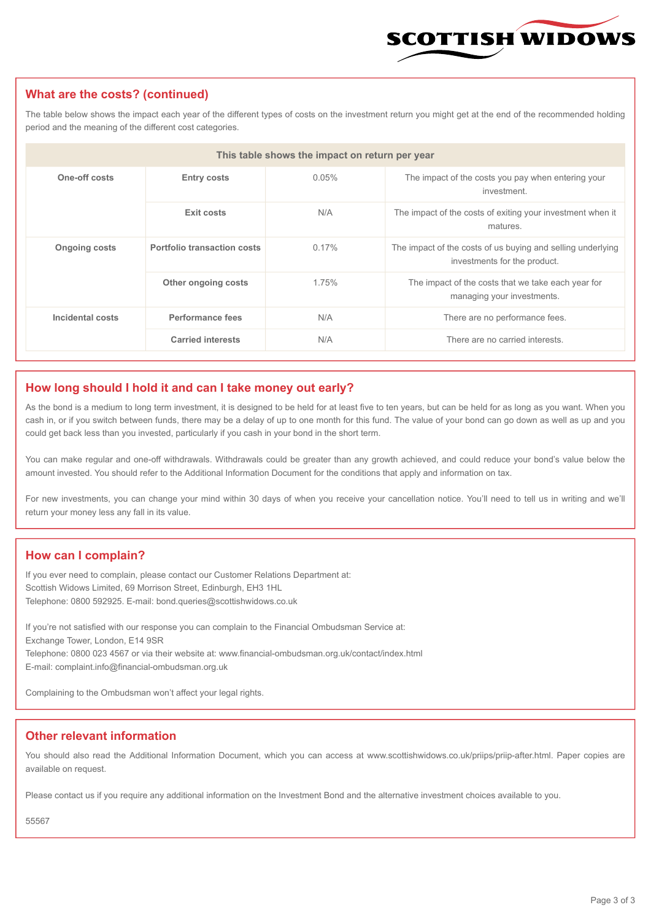## What are the costs? (continued)

The table below shows the impact each year of the different types of costs on the investment return you might get at the end of the recommended holding period and the meaning of the different cost categories.

| This table shows the impact on return per year | | | |
|---|---|---|---|
| **One-off costs** | **Entry costs** | 0.05% | The impact of the costs you pay when entering your investment. |
| | **Exit costs** | N/A | The impact of the costs of exiting your investment when it matures. |
| **Ongoing costs** | **Portfolio transaction costs** | 0.17% | The impact of the costs of us buying and selling underlying investments for the product. |
| | **Other ongoing costs** | 1.75% | The impact of the costs that we take each year for managing your investments. |
| **Incidental costs** | **Performance fees** | N/A | There are no performance fees. |
| | **Carried interests** | N/A | There are no carried interests. |

## How long should I hold it and can I take money out early?

As the bond is a medium to long term investment, it is designed to be held for at least five to ten years, but can be held for as long as you want. When you cash in, or if you switch between funds, there may be a delay of up to one month for this fund. The value of your bond can go down as well as up and you could get back less than you invested, particularly if you cash in your bond in the short term.

You can make regular and one-off withdrawals. Withdrawals could be greater than any growth achieved, and could reduce your bond's value below the amount invested. You should refer to the Additional Information Document for the conditions that apply and information on tax.

For new investments, you can change your mind within 30 days of when you receive your cancellation notice. You'll need to tell us in writing and we'll return your money less any fall in its value.

## How can I complain?

If you ever need to complain, please contact our Customer Relations Department at:
Scottish Widows Limited, 69 Morrison Street, Edinburgh, EH3 1HL
Telephone: 0800 592925. E-mail: bond.queries@scottishwidows.co.uk

If you're not satisfied with our response you can complain to the Financial Ombudsman Service at:
Exchange Tower, London, E14 9SR
Telephone: 0800 023 4567 or via their website at: www.financial-ombudsman.org.uk/contact/index.html
E-mail: complaint.info@financial-ombudsman.org.uk

Complaining to the Ombudsman won't affect your legal rights.

## Other relevant information

You should also read the Additional Information Document, which you can access at www.scottishwidows.co.uk/priips/priip-after.html. Paper copies are available on request.

Please contact us if you require any additional information on the Investment Bond and the alternative investment choices available to you.

55567